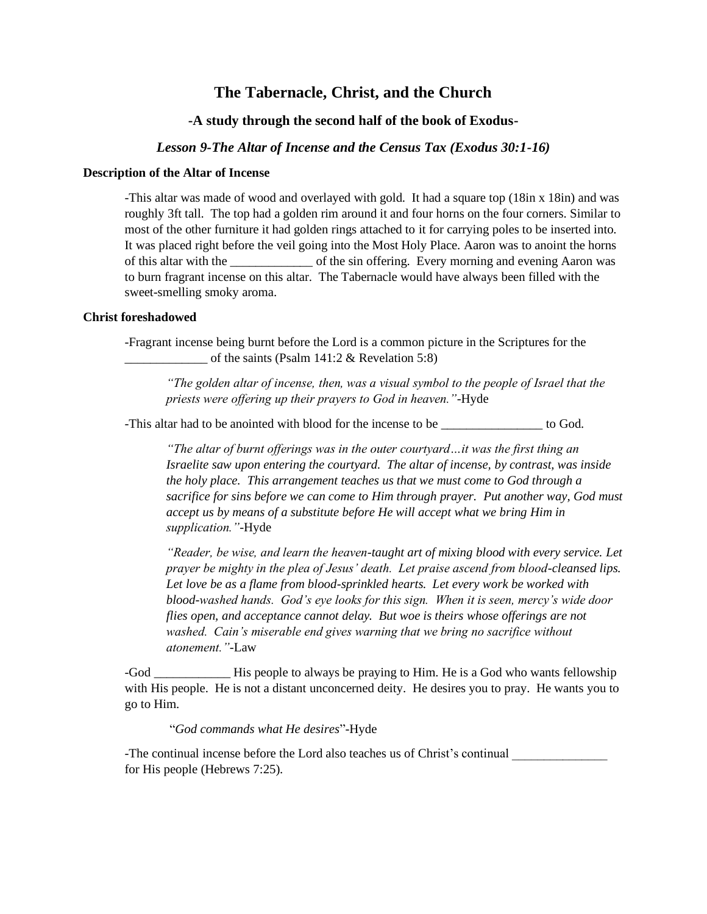# The Tabernacle, Christ, and the Church

## -A study through the second half of the book of Exodus-

### *Lesson 9-The Altar of Incense and the Census Tax (Exodus 30:1-16)*

**Description of the Altar of Incense**

-This altar was made of wood and overlayed with gold. It had a square top (18in x 18in) and was roughly 3ft tall. The top had a golden rim around it and four horns on the four corners. Similar to most of the other furniture it had golden rings attached to it for carrying poles to be inserted into. It was placed right before the veil going into the Most Holy Place. Aaron was to anoint the horns of this altar with the _____________ of the sin offering. Every morning and evening Aaron was to burn fragrant incense on this altar. The Tabernacle would have always been filled with the sweet-smelling smoky aroma.

**Christ foreshadowed**

-Fragrant incense being burnt before the Lord is a common picture in the Scriptures for the _____________ of the saints (Psalm 141:2 & Revelation 5:8)

> *"The golden altar of incense, then, was a visual symbol to the people of Israel that the priests were offering up their prayers to God in heaven."*-Hyde

-This altar had to be anointed with blood for the incense to be ________________ to God.

> *"The altar of burnt offerings was in the outer courtyard…it was the first thing an Israelite saw upon entering the courtyard. The altar of incense, by contrast, was inside the holy place. This arrangement teaches us that we must come to God through a sacrifice for sins before we can come to Him through prayer. Put another way, God must accept us by means of a substitute before He will accept what we bring Him in supplication."*-Hyde

> *"Reader, be wise, and learn the heaven-taught art of mixing blood with every service. Let prayer be mighty in the plea of Jesus' death. Let praise ascend from blood-cleansed lips. Let love be as a flame from blood-sprinkled hearts. Let every work be worked with blood-washed hands. God's eye looks for this sign. When it is seen, mercy's wide door flies open, and acceptance cannot delay. But woe is theirs whose offerings are not washed. Cain's miserable end gives warning that we bring no sacrifice without atonement."*-Law

-God ____________ His people to always be praying to Him. He is a God who wants fellowship with His people. He is not a distant unconcerned deity. He desires you to pray. He wants you to go to Him.

> "*God commands what He desires*"-Hyde

-The continual incense before the Lord also teaches us of Christ's continual _______________ for His people (Hebrews 7:25).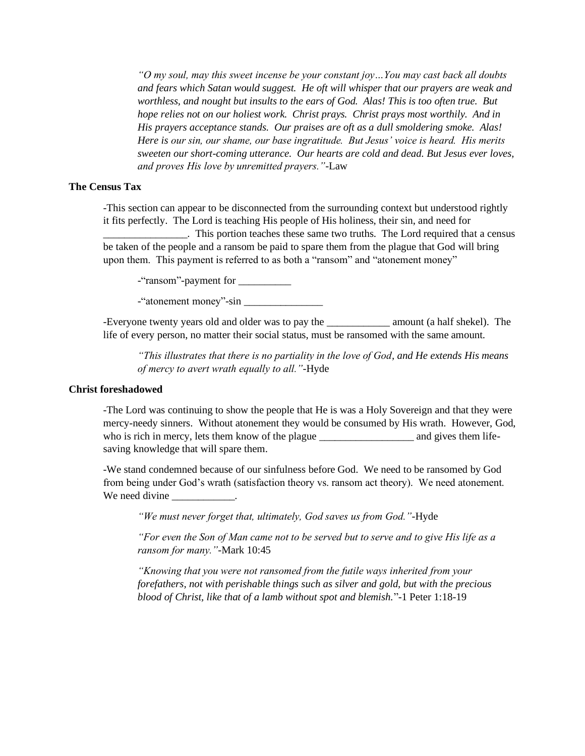> *"O my soul, may this sweet incense be your constant joy…You may cast back all doubts and fears which Satan would suggest. He oft will whisper that our prayers are weak and worthless, and nought but insults to the ears of God. Alas! This is too often true. But hope relies not on our holiest work. Christ prays. Christ prays most worthily. And in His prayers acceptance stands. Our praises are oft as a dull smoldering smoke. Alas! Here is our sin, our shame, our base ingratitude. But Jesus' voice is heard. His merits sweeten our short-coming utterance. Our hearts are cold and dead. But Jesus ever loves, and proves His love by unremitted prayers."*-Law

**The Census Tax**

-This section can appear to be disconnected from the surrounding context but understood rightly it fits perfectly. The Lord is teaching His people of His holiness, their sin, and need for _______________. This portion teaches these same two truths. The Lord required that a census be taken of the people and a ransom be paid to spare them from the plague that God will bring upon them. This payment is referred to as both a "ransom" and "atonement money"

-"ransom"-payment for __________

-"atonement money"-sin _______________

-Everyone twenty years old and older was to pay the ____________ amount (a half shekel). The life of every person, no matter their social status, must be ransomed with the same amount.

> *"This illustrates that there is no partiality in the love of God, and He extends His means of mercy to avert wrath equally to all."*-Hyde

**Christ foreshadowed**

-The Lord was continuing to show the people that He is was a Holy Sovereign and that they were mercy-needy sinners. Without atonement they would be consumed by His wrath. However, God, who is rich in mercy, lets them know of the plague _________________ and gives them life-saving knowledge that will spare them.

-We stand condemned because of our sinfulness before God. We need to be ransomed by God from being under God's wrath (satisfaction theory vs. ransom act theory). We need atonement. We need divine ____________.

> *"We must never forget that, ultimately, God saves us from God."*-Hyde

> *"For even the Son of Man came not to be served but to serve and to give His life as a ransom for many."*-Mark 10:45

> *"Knowing that you were not ransomed from the futile ways inherited from your forefathers, not with perishable things such as silver and gold, but with the precious blood of Christ, like that of a lamb without spot and blemish."*-1 Peter 1:18-19